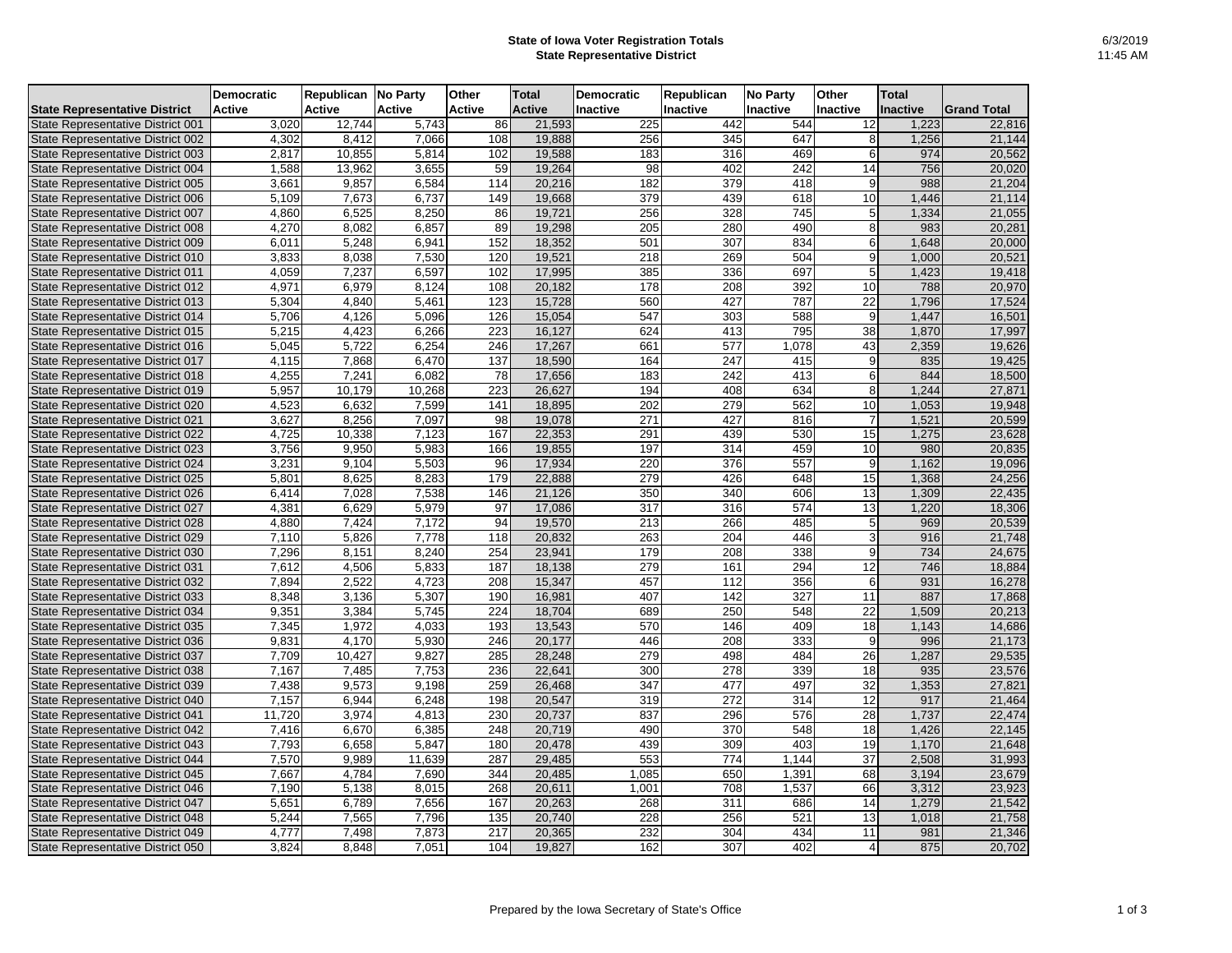# State of Iowa Voter Registration Totals
## State Representative District

6/3/2019
11:45 AM

| State Representative District | Democratic Active | Republican Active | No Party Active | Other Active | Total Active | Democratic Inactive | Republican Inactive | No Party Inactive | Other Inactive | Total Inactive | Grand Total |
|---|---|---|---|---|---|---|---|---|---|---|---|
| State Representative District 001 | 3,020 | 12,744 | 5,743 | 86 | 21,593 | 225 | 442 | 544 | 12 | 1,223 | 22,816 |
| State Representative District 002 | 4,302 | 8,412 | 7,066 | 108 | 19,888 | 256 | 345 | 647 | 8 | 1,256 | 21,144 |
| State Representative District 003 | 2,817 | 10,855 | 5,814 | 102 | 19,588 | 183 | 316 | 469 | 6 | 974 | 20,562 |
| State Representative District 004 | 1,588 | 13,962 | 3,655 | 59 | 19,264 | 98 | 402 | 242 | 14 | 756 | 20,020 |
| State Representative District 005 | 3,661 | 9,857 | 6,584 | 114 | 20,216 | 182 | 379 | 418 | 9 | 988 | 21,204 |
| State Representative District 006 | 5,109 | 7,673 | 6,737 | 149 | 19,668 | 379 | 439 | 618 | 10 | 1,446 | 21,114 |
| State Representative District 007 | 4,860 | 6,525 | 8,250 | 86 | 19,721 | 256 | 328 | 745 | 5 | 1,334 | 21,055 |
| State Representative District 008 | 4,270 | 8,082 | 6,857 | 89 | 19,298 | 205 | 280 | 490 | 8 | 983 | 20,281 |
| State Representative District 009 | 6,011 | 5,248 | 6,941 | 152 | 18,352 | 501 | 307 | 834 | 6 | 1,648 | 20,000 |
| State Representative District 010 | 3,833 | 8,038 | 7,530 | 120 | 19,521 | 218 | 269 | 504 | 9 | 1,000 | 20,521 |
| State Representative District 011 | 4,059 | 7,237 | 6,597 | 102 | 17,995 | 385 | 336 | 697 | 5 | 1,423 | 19,418 |
| State Representative District 012 | 4,971 | 6,979 | 8,124 | 108 | 20,182 | 178 | 208 | 392 | 10 | 788 | 20,970 |
| State Representative District 013 | 5,304 | 4,840 | 5,461 | 123 | 15,728 | 560 | 427 | 787 | 22 | 1,796 | 17,524 |
| State Representative District 014 | 5,706 | 4,126 | 5,096 | 126 | 15,054 | 547 | 303 | 588 | 9 | 1,447 | 16,501 |
| State Representative District 015 | 5,215 | 4,423 | 6,266 | 223 | 16,127 | 624 | 413 | 795 | 38 | 1,870 | 17,997 |
| State Representative District 016 | 5,045 | 5,722 | 6,254 | 246 | 17,267 | 661 | 577 | 1,078 | 43 | 2,359 | 19,626 |
| State Representative District 017 | 4,115 | 7,868 | 6,470 | 137 | 18,590 | 164 | 247 | 415 | 9 | 835 | 19,425 |
| State Representative District 018 | 4,255 | 7,241 | 6,082 | 78 | 17,656 | 183 | 242 | 413 | 6 | 844 | 18,500 |
| State Representative District 019 | 5,957 | 10,179 | 10,268 | 223 | 26,627 | 194 | 408 | 634 | 8 | 1,244 | 27,871 |
| State Representative District 020 | 4,523 | 6,632 | 7,599 | 141 | 18,895 | 202 | 279 | 562 | 10 | 1,053 | 19,948 |
| State Representative District 021 | 3,627 | 8,256 | 7,097 | 98 | 19,078 | 271 | 427 | 816 | 7 | 1,521 | 20,599 |
| State Representative District 022 | 4,725 | 10,338 | 7,123 | 167 | 22,353 | 291 | 439 | 530 | 15 | 1,275 | 23,628 |
| State Representative District 023 | 3,756 | 9,950 | 5,983 | 166 | 19,855 | 197 | 314 | 459 | 10 | 980 | 20,835 |
| State Representative District 024 | 3,231 | 9,104 | 5,503 | 96 | 17,934 | 220 | 376 | 557 | 9 | 1,162 | 19,096 |
| State Representative District 025 | 5,801 | 8,625 | 8,283 | 179 | 22,888 | 279 | 426 | 648 | 15 | 1,368 | 24,256 |
| State Representative District 026 | 6,414 | 7,028 | 7,538 | 146 | 21,126 | 350 | 340 | 606 | 13 | 1,309 | 22,435 |
| State Representative District 027 | 4,381 | 6,629 | 5,979 | 97 | 17,086 | 317 | 316 | 574 | 13 | 1,220 | 18,306 |
| State Representative District 028 | 4,880 | 7,424 | 7,172 | 94 | 19,570 | 213 | 266 | 485 | 5 | 969 | 20,539 |
| State Representative District 029 | 7,110 | 5,826 | 7,778 | 118 | 20,832 | 263 | 204 | 446 | 3 | 916 | 21,748 |
| State Representative District 030 | 7,296 | 8,151 | 8,240 | 254 | 23,941 | 179 | 208 | 338 | 9 | 734 | 24,675 |
| State Representative District 031 | 7,612 | 4,506 | 5,833 | 187 | 18,138 | 279 | 161 | 294 | 12 | 746 | 18,884 |
| State Representative District 032 | 7,894 | 2,522 | 4,723 | 208 | 15,347 | 457 | 112 | 356 | 6 | 931 | 16,278 |
| State Representative District 033 | 8,348 | 3,136 | 5,307 | 190 | 16,981 | 407 | 142 | 327 | 11 | 887 | 17,868 |
| State Representative District 034 | 9,351 | 3,384 | 5,745 | 224 | 18,704 | 689 | 250 | 548 | 22 | 1,509 | 20,213 |
| State Representative District 035 | 7,345 | 1,972 | 4,033 | 193 | 13,543 | 570 | 146 | 409 | 18 | 1,143 | 14,686 |
| State Representative District 036 | 9,831 | 4,170 | 5,930 | 246 | 20,177 | 446 | 208 | 333 | 9 | 996 | 21,173 |
| State Representative District 037 | 7,709 | 10,427 | 9,827 | 285 | 28,248 | 279 | 498 | 484 | 26 | 1,287 | 29,535 |
| State Representative District 038 | 7,167 | 7,485 | 7,753 | 236 | 22,641 | 300 | 278 | 339 | 18 | 935 | 23,576 |
| State Representative District 039 | 7,438 | 9,573 | 9,198 | 259 | 26,468 | 347 | 477 | 497 | 32 | 1,353 | 27,821 |
| State Representative District 040 | 7,157 | 6,944 | 6,248 | 198 | 20,547 | 319 | 272 | 314 | 12 | 917 | 21,464 |
| State Representative District 041 | 11,720 | 3,974 | 4,813 | 230 | 20,737 | 837 | 296 | 576 | 28 | 1,737 | 22,474 |
| State Representative District 042 | 7,416 | 6,670 | 6,385 | 248 | 20,719 | 490 | 370 | 548 | 18 | 1,426 | 22,145 |
| State Representative District 043 | 7,793 | 6,658 | 5,847 | 180 | 20,478 | 439 | 309 | 403 | 19 | 1,170 | 21,648 |
| State Representative District 044 | 7,570 | 9,989 | 11,639 | 287 | 29,485 | 553 | 774 | 1,144 | 37 | 2,508 | 31,993 |
| State Representative District 045 | 7,667 | 4,784 | 7,690 | 344 | 20,485 | 1,085 | 650 | 1,391 | 68 | 3,194 | 23,679 |
| State Representative District 046 | 7,190 | 5,138 | 8,015 | 268 | 20,611 | 1,001 | 708 | 1,537 | 66 | 3,312 | 23,923 |
| State Representative District 047 | 5,651 | 6,789 | 7,656 | 167 | 20,263 | 268 | 311 | 686 | 14 | 1,279 | 21,542 |
| State Representative District 048 | 5,244 | 7,565 | 7,796 | 135 | 20,740 | 228 | 256 | 521 | 13 | 1,018 | 21,758 |
| State Representative District 049 | 4,777 | 7,498 | 7,873 | 217 | 20,365 | 232 | 304 | 434 | 11 | 981 | 21,346 |
| State Representative District 050 | 3,824 | 8,848 | 7,051 | 104 | 19,827 | 162 | 307 | 402 | 4 | 875 | 20,702 |

Prepared by the Iowa Secretary of State's Office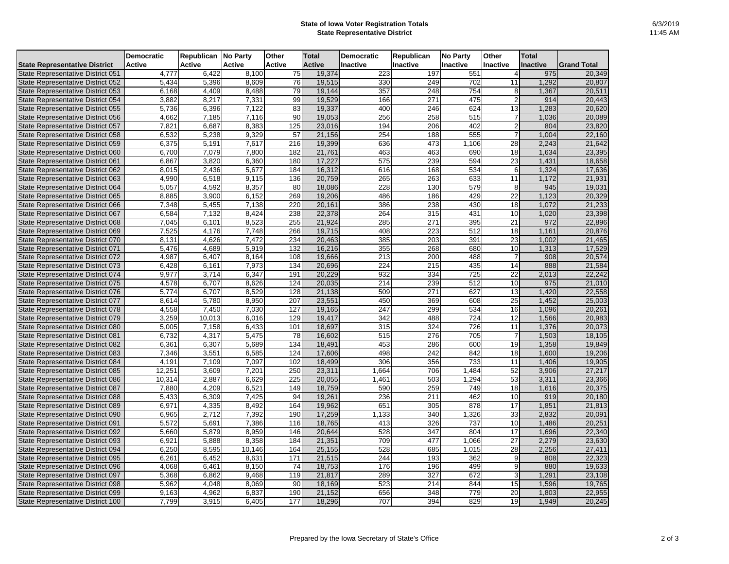**State of Iowa Voter Registration Totals**
**State Representative District**

6/3/2019
11:45 AM

| State Representative District | Democratic Active | Republican Active | No Party Active | Other Active | Total Active | Democratic Inactive | Republican Inactive | No Party Inactive | Other Inactive | Total Inactive | Grand Total |
|---|---|---|---|---|---|---|---|---|---|---|---|
| State Representative District 051 | 4,777 | 6,422 | 8,100 | 75 | 19,374 | 223 | 197 | 551 | 4 | 975 | 20,349 |
| State Representative District 052 | 5,434 | 5,396 | 8,609 | 76 | 19,515 | 330 | 249 | 702 | 11 | 1,292 | 20,807 |
| State Representative District 053 | 6,168 | 4,409 | 8,488 | 79 | 19,144 | 357 | 248 | 754 | 8 | 1,367 | 20,511 |
| State Representative District 054 | 3,882 | 8,217 | 7,331 | 99 | 19,529 | 166 | 271 | 475 | 2 | 914 | 20,443 |
| State Representative District 055 | 5,736 | 6,396 | 7,122 | 83 | 19,337 | 400 | 246 | 624 | 13 | 1,283 | 20,620 |
| State Representative District 056 | 4,662 | 7,185 | 7,116 | 90 | 19,053 | 256 | 258 | 515 | 7 | 1,036 | 20,089 |
| State Representative District 057 | 7,821 | 6,687 | 8,383 | 125 | 23,016 | 194 | 206 | 402 | 2 | 804 | 23,820 |
| State Representative District 058 | 6,532 | 5,238 | 9,329 | 57 | 21,156 | 254 | 188 | 555 | 7 | 1,004 | 22,160 |
| State Representative District 059 | 6,375 | 5,191 | 7,617 | 216 | 19,399 | 636 | 473 | 1,106 | 28 | 2,243 | 21,642 |
| State Representative District 060 | 6,700 | 7,079 | 7,800 | 182 | 21,761 | 463 | 463 | 690 | 18 | 1,634 | 23,395 |
| State Representative District 061 | 6,867 | 3,820 | 6,360 | 180 | 17,227 | 575 | 239 | 594 | 23 | 1,431 | 18,658 |
| State Representative District 062 | 8,015 | 2,436 | 5,677 | 184 | 16,312 | 616 | 168 | 534 | 6 | 1,324 | 17,636 |
| State Representative District 063 | 4,990 | 6,518 | 9,115 | 136 | 20,759 | 265 | 263 | 633 | 11 | 1,172 | 21,931 |
| State Representative District 064 | 5,057 | 4,592 | 8,357 | 80 | 18,086 | 228 | 130 | 579 | 8 | 945 | 19,031 |
| State Representative District 065 | 8,885 | 3,900 | 6,152 | 269 | 19,206 | 486 | 186 | 429 | 22 | 1,123 | 20,329 |
| State Representative District 066 | 7,348 | 5,455 | 7,138 | 220 | 20,161 | 386 | 238 | 430 | 18 | 1,072 | 21,233 |
| State Representative District 067 | 6,584 | 7,132 | 8,424 | 238 | 22,378 | 264 | 315 | 431 | 10 | 1,020 | 23,398 |
| State Representative District 068 | 7,045 | 6,101 | 8,523 | 255 | 21,924 | 285 | 271 | 395 | 21 | 972 | 22,896 |
| State Representative District 069 | 7,525 | 4,176 | 7,748 | 266 | 19,715 | 408 | 223 | 512 | 18 | 1,161 | 20,876 |
| State Representative District 070 | 8,131 | 4,626 | 7,472 | 234 | 20,463 | 385 | 203 | 391 | 23 | 1,002 | 21,465 |
| State Representative District 071 | 5,476 | 4,689 | 5,919 | 132 | 16,216 | 355 | 268 | 680 | 10 | 1,313 | 17,529 |
| State Representative District 072 | 4,987 | 6,407 | 8,164 | 108 | 19,666 | 213 | 200 | 488 | 7 | 908 | 20,574 |
| State Representative District 073 | 6,428 | 6,161 | 7,973 | 134 | 20,696 | 224 | 215 | 435 | 14 | 888 | 21,584 |
| State Representative District 074 | 9,977 | 3,714 | 6,347 | 191 | 20,229 | 932 | 334 | 725 | 22 | 2,013 | 22,242 |
| State Representative District 075 | 4,578 | 6,707 | 8,626 | 124 | 20,035 | 214 | 239 | 512 | 10 | 975 | 21,010 |
| State Representative District 076 | 5,774 | 6,707 | 8,529 | 128 | 21,138 | 509 | 271 | 627 | 13 | 1,420 | 22,558 |
| State Representative District 077 | 8,614 | 5,780 | 8,950 | 207 | 23,551 | 450 | 369 | 608 | 25 | 1,452 | 25,003 |
| State Representative District 078 | 4,558 | 7,450 | 7,030 | 127 | 19,165 | 247 | 299 | 534 | 16 | 1,096 | 20,261 |
| State Representative District 079 | 3,259 | 10,013 | 6,016 | 129 | 19,417 | 342 | 488 | 724 | 12 | 1,566 | 20,983 |
| State Representative District 080 | 5,005 | 7,158 | 6,433 | 101 | 18,697 | 315 | 324 | 726 | 11 | 1,376 | 20,073 |
| State Representative District 081 | 6,732 | 4,317 | 5,475 | 78 | 16,602 | 515 | 276 | 705 | 7 | 1,503 | 18,105 |
| State Representative District 082 | 6,361 | 6,307 | 5,689 | 134 | 18,491 | 453 | 286 | 600 | 19 | 1,358 | 19,849 |
| State Representative District 083 | 7,346 | 3,551 | 6,585 | 124 | 17,606 | 498 | 242 | 842 | 18 | 1,600 | 19,206 |
| State Representative District 084 | 4,191 | 7,109 | 7,097 | 102 | 18,499 | 306 | 356 | 733 | 11 | 1,406 | 19,905 |
| State Representative District 085 | 12,251 | 3,609 | 7,201 | 250 | 23,311 | 1,664 | 706 | 1,484 | 52 | 3,906 | 27,217 |
| State Representative District 086 | 10,314 | 2,887 | 6,629 | 225 | 20,055 | 1,461 | 503 | 1,294 | 53 | 3,311 | 23,366 |
| State Representative District 087 | 7,880 | 4,209 | 6,521 | 149 | 18,759 | 590 | 259 | 749 | 18 | 1,616 | 20,375 |
| State Representative District 088 | 5,433 | 6,309 | 7,425 | 94 | 19,261 | 236 | 211 | 462 | 10 | 919 | 20,180 |
| State Representative District 089 | 6,971 | 4,335 | 8,492 | 164 | 19,962 | 651 | 305 | 878 | 17 | 1,851 | 21,813 |
| State Representative District 090 | 6,965 | 2,712 | 7,392 | 190 | 17,259 | 1,133 | 340 | 1,326 | 33 | 2,832 | 20,091 |
| State Representative District 091 | 5,572 | 5,691 | 7,386 | 116 | 18,765 | 413 | 326 | 737 | 10 | 1,486 | 20,251 |
| State Representative District 092 | 5,660 | 5,879 | 8,959 | 146 | 20,644 | 528 | 347 | 804 | 17 | 1,696 | 22,340 |
| State Representative District 093 | 6,921 | 5,888 | 8,358 | 184 | 21,351 | 709 | 477 | 1,066 | 27 | 2,279 | 23,630 |
| State Representative District 094 | 6,250 | 8,595 | 10,146 | 164 | 25,155 | 528 | 685 | 1,015 | 28 | 2,256 | 27,411 |
| State Representative District 095 | 6,261 | 6,452 | 8,631 | 171 | 21,515 | 244 | 193 | 362 | 9 | 808 | 22,323 |
| State Representative District 096 | 4,068 | 6,461 | 8,150 | 74 | 18,753 | 176 | 196 | 499 | 9 | 880 | 19,633 |
| State Representative District 097 | 5,368 | 6,862 | 9,468 | 119 | 21,817 | 289 | 327 | 672 | 3 | 1,291 | 23,108 |
| State Representative District 098 | 5,962 | 4,048 | 8,069 | 90 | 18,169 | 523 | 214 | 844 | 15 | 1,596 | 19,765 |
| State Representative District 099 | 9,163 | 4,962 | 6,837 | 190 | 21,152 | 656 | 348 | 779 | 20 | 1,803 | 22,955 |
| State Representative District 100 | 7,799 | 3,915 | 6,405 | 177 | 18,296 | 707 | 394 | 829 | 19 | 1,949 | 20,245 |

Prepared by the Iowa Secretary of State's Office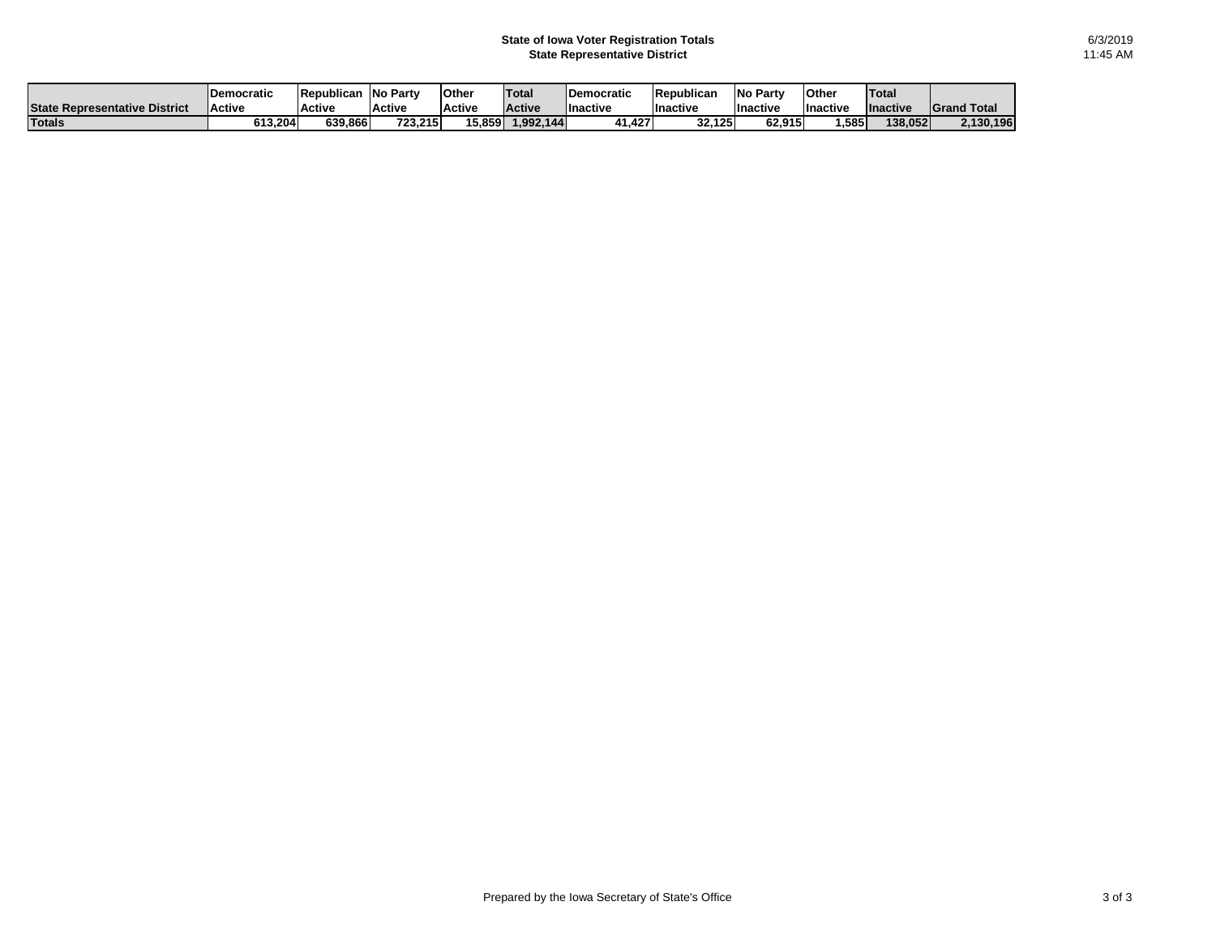**State of Iowa Voter Registration Totals**
**State Representative District**

6/3/2019
11:45 AM

| State Representative District | Democratic Active | Republican Active | No Party Active | Other Active | Total Active | Democratic Inactive | Republican Inactive | No Party Inactive | Other Inactive | Total Inactive | Grand Total |
|---|---|---|---|---|---|---|---|---|---|---|---|
| **Totals** | **613,204** | **639,866** | **723,215** | **15,859** | **1,992,144** | **41,427** | **32,125** | **62,915** | **1,585** | **138,052** | **2,130,196** |

Prepared by the Iowa Secretary of State's Office